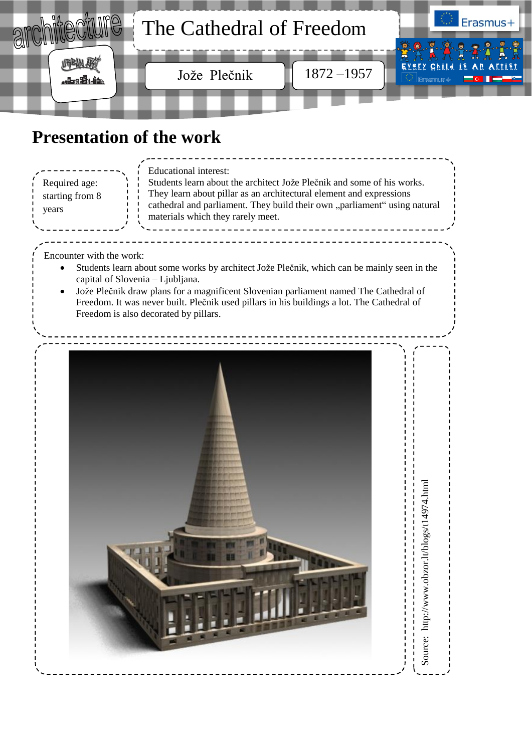architecture

URBAN ART

# The Cathedral of Freedom

Jože Plečnik

1872 –1957

## Presentation of the work

Required age: starting from 8 years

Educational interest:
Students learn about the architect Jože Plečnik and some of his works. They learn about pillar as an architectural element and expressions cathedral and parliament. They build their own „parliament" using natural materials which they rarely meet.

Encounter with the work:

- Students learn about some works by architect Jože Plečnik, which can be mainly seen in the capital of Slovenia – Ljubljana.
- Jože Plečnik draw plans for a magnificent Slovenian parliament named The Cathedral of Freedom. It was never built. Plečnik used pillars in his buildings a lot. The Cathedral of Freedom is also decorated by pillars.

Source: http://www.obzor.lt/blogs/t14974.html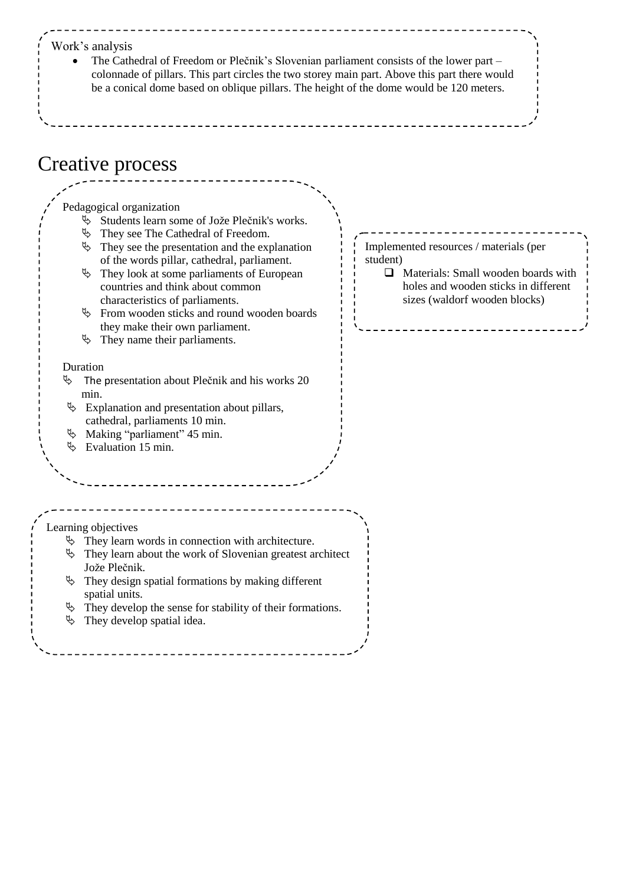Work's analysis

- The Cathedral of Freedom or Plečnik's Slovenian parliament consists of the lower part – colonnade of pillars. This part circles the two storey main part. Above this part there would be a conical dome based on oblique pillars. The height of the dome would be 120 meters.

# Creative process

Pedagogical organization

- Students learn some of Jože Plečnik's works.
- They see The Cathedral of Freedom.
- They see the presentation and the explanation of the words pillar, cathedral, parliament.
- They look at some parliaments of European countries and think about common characteristics of parliaments.
- From wooden sticks and round wooden boards they make their own parliament.
- They name their parliaments.

Duration

- The presentation about Plečnik and his works 20 min.
- Explanation and presentation about pillars, cathedral, parliaments 10 min.
- Making "parliament" 45 min.
- Evaluation 15 min.

Implemented resources / materials (per student)

- Materials: Small wooden boards with holes and wooden sticks in different sizes (waldorf wooden blocks)

Learning objectives

- They learn words in connection with architecture.
- They learn about the work of Slovenian greatest architect Jože Plečnik.
- They design spatial formations by making different spatial units.
- They develop the sense for stability of their formations.
- They develop spatial idea.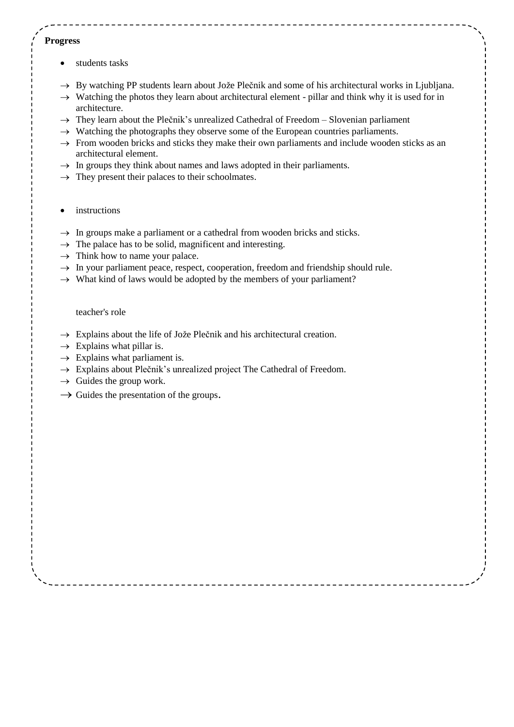**Progress**

- students tasks

→ By watching PP students learn about Jože Plečnik and some of his architectural works in Ljubljana.
→ Watching the photos they learn about architectural element - pillar and think why it is used for in architecture.
→ They learn about the Plečnik's unrealized Cathedral of Freedom – Slovenian parliament
→ Watching the photographs they observe some of the European countries parliaments.
→ From wooden bricks and sticks they make their own parliaments and include wooden sticks as an architectural element.
→ In groups they think about names and laws adopted in their parliaments.
→ They present their palaces to their schoolmates.

- instructions

→ In groups make a parliament or a cathedral from wooden bricks and sticks.
→ The palace has to be solid, magnificent and interesting.
→ Think how to name your palace.
→ In your parliament peace, respect, cooperation, freedom and friendship should rule.
→ What kind of laws would be adopted by the members of your parliament?

teacher's role

→ Explains about the life of Jože Plečnik and his architectural creation.
→ Explains what pillar is.
→ Explains what parliament is.
→ Explains about Plečnik's unrealized project The Cathedral of Freedom.
→ Guides the group work.
→ Guides the presentation of the groups.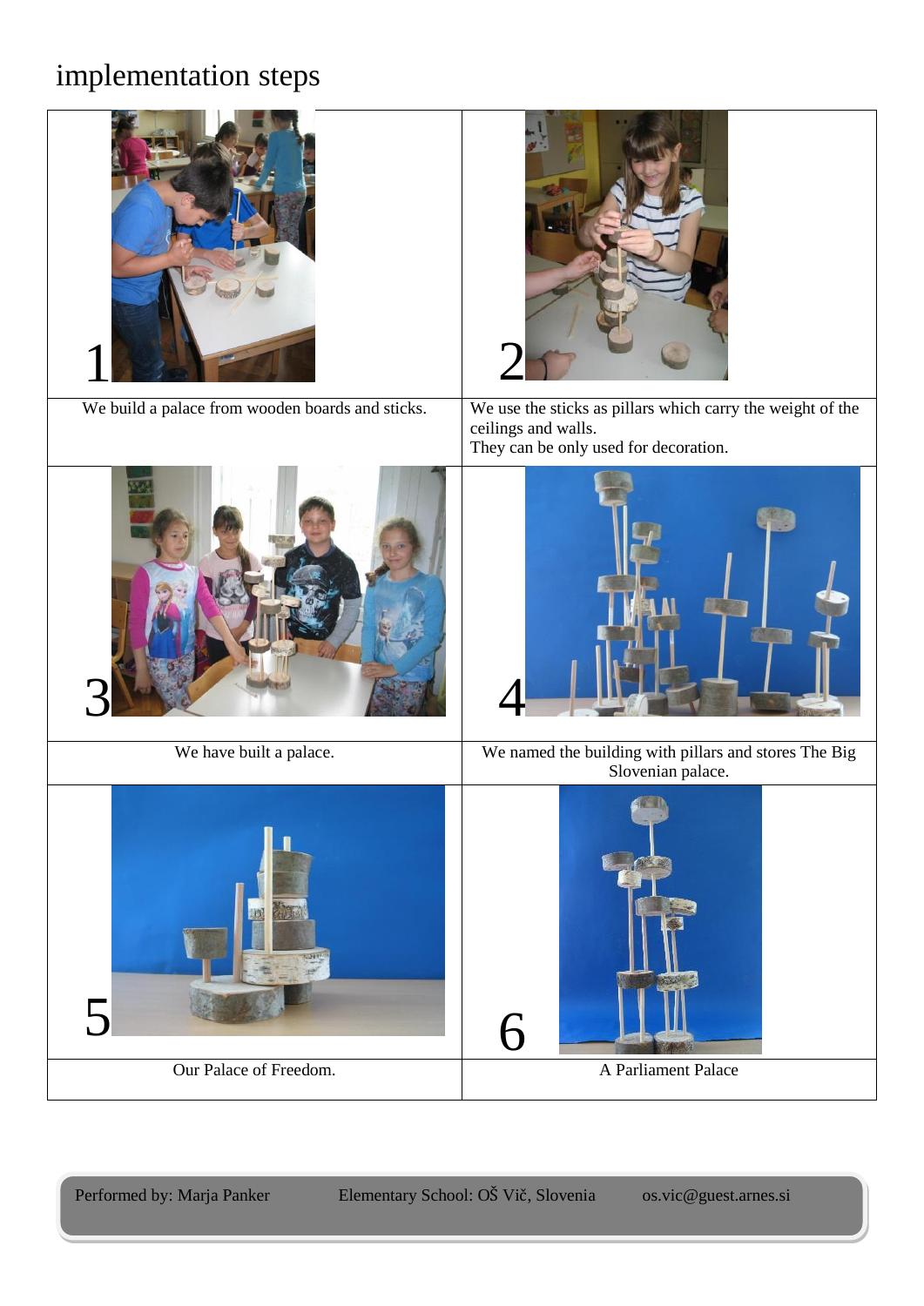# implementation steps

| | |
|---|---|
| 1 | 2 |
| We build a palace from wooden boards and sticks. | We use the sticks as pillars which carry the weight of the ceilings and walls.<br>They can be only used for decoration. |
| 3 | 4 |
| We have built a palace. | We named the building with pillars and stores The Big Slovenian palace. |
| 5 | 6 |
| Our Palace of Freedom. | A Parliament Palace |

Performed by: Marja Panker  Elementary School: OŠ Vič, Slovenia  os.vic@guest.arnes.si